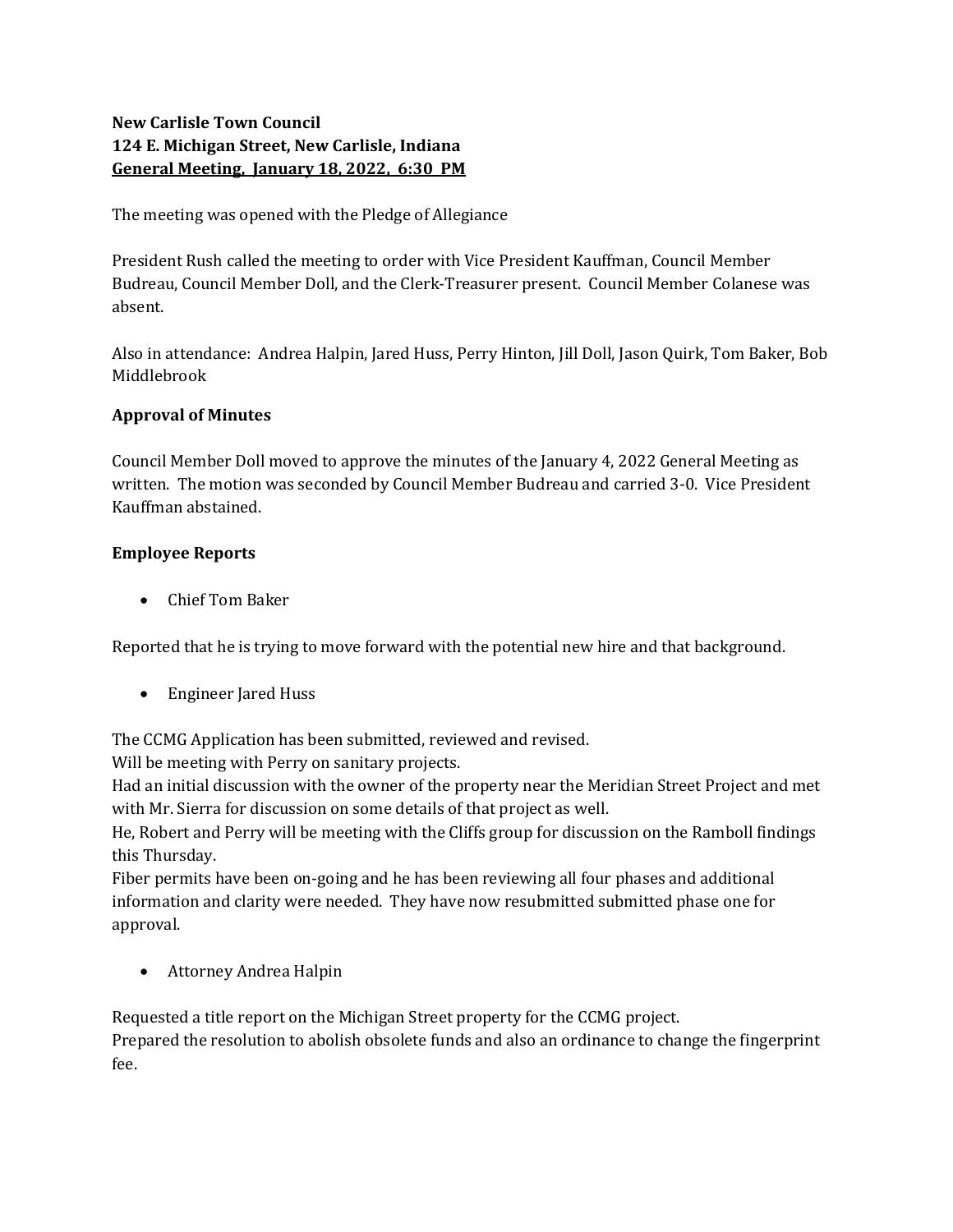**New Carlisle Town Council**
**124 E. Michigan Street, New Carlisle, Indiana**
**<u>General Meeting, January 18, 2022, 6:30 PM</u>**

The meeting was opened with the Pledge of Allegiance

President Rush called the meeting to order with Vice President Kauffman, Council Member Budreau, Council Member Doll, and the Clerk-Treasurer present. Council Member Colanese was absent.

Also in attendance: Andrea Halpin, Jared Huss, Perry Hinton, Jill Doll, Jason Quirk, Tom Baker, Bob Middlebrook

**Approval of Minutes**

Council Member Doll moved to approve the minutes of the January 4, 2022 General Meeting as written. The motion was seconded by Council Member Budreau and carried 3-0. Vice President Kauffman abstained.

**Employee Reports**

- Chief Tom Baker

Reported that he is trying to move forward with the potential new hire and that background.

- Engineer Jared Huss

The CCMG Application has been submitted, reviewed and revised.
Will be meeting with Perry on sanitary projects.
Had an initial discussion with the owner of the property near the Meridian Street Project and met with Mr. Sierra for discussion on some details of that project as well.
He, Robert and Perry will be meeting with the Cliffs group for discussion on the Ramboll findings this Thursday.
Fiber permits have been on-going and he has been reviewing all four phases and additional information and clarity were needed. They have now resubmitted submitted phase one for approval.

- Attorney Andrea Halpin

Requested a title report on the Michigan Street property for the CCMG project.
Prepared the resolution to abolish obsolete funds and also an ordinance to change the fingerprint fee.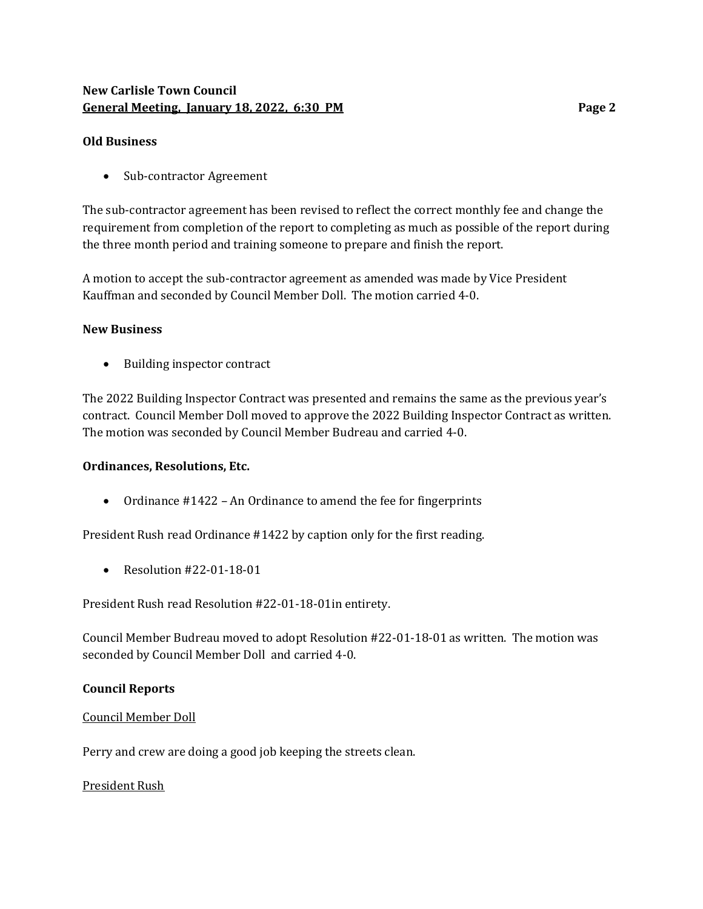**Old Business**

- Sub-contractor Agreement

The sub-contractor agreement has been revised to reflect the correct monthly fee and change the requirement from completion of the report to completing as much as possible of the report during the three month period and training someone to prepare and finish the report.

A motion to accept the sub-contractor agreement as amended was made by Vice President Kauffman and seconded by Council Member Doll. The motion carried 4-0.

**New Business**

- Building inspector contract

The 2022 Building Inspector Contract was presented and remains the same as the previous year's contract. Council Member Doll moved to approve the 2022 Building Inspector Contract as written. The motion was seconded by Council Member Budreau and carried 4-0.

**Ordinances, Resolutions, Etc.**

- Ordinance #1422 – An Ordinance to amend the fee for fingerprints

President Rush read Ordinance #1422 by caption only for the first reading.

- Resolution #22-01-18-01

President Rush read Resolution #22-01-18-01in entirety.

Council Member Budreau moved to adopt Resolution #22-01-18-01 as written. The motion was seconded by Council Member Doll and carried 4-0.

**Council Reports**

Council Member Doll

Perry and crew are doing a good job keeping the streets clean.

President Rush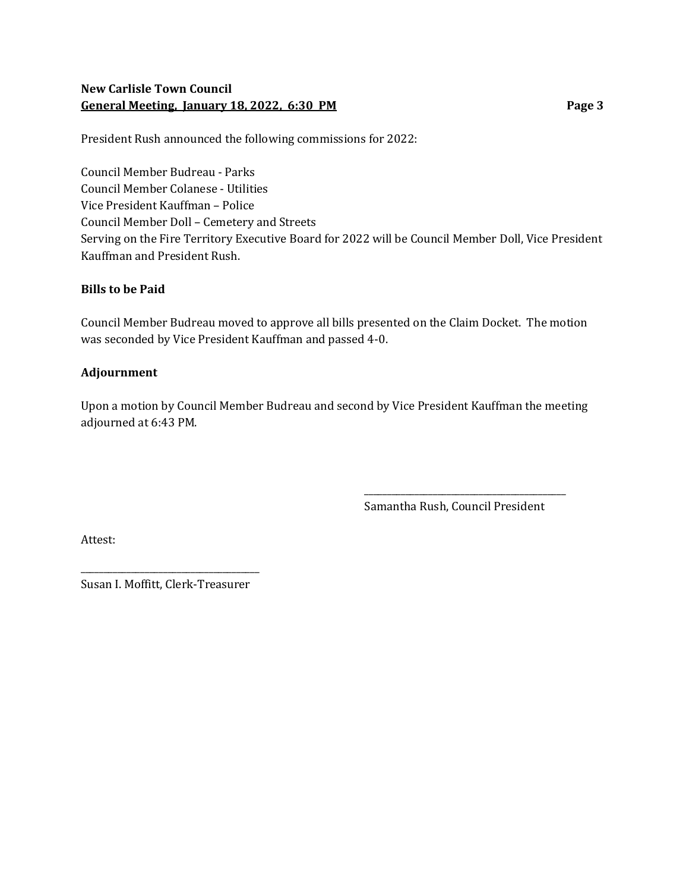President Rush announced the following commissions for 2022:

Council Member Budreau - Parks
Council Member Colanese - Utilities
Vice President Kauffman – Police
Council Member Doll – Cemetery and Streets
Serving on the Fire Territory Executive Board for 2022 will be Council Member Doll, Vice President Kauffman and President Rush.

**Bills to be Paid**

Council Member Budreau moved to approve all bills presented on the Claim Docket. The motion was seconded by Vice President Kauffman and passed 4-0.

**Adjournment**

Upon a motion by Council Member Budreau and second by Vice President Kauffman the meeting adjourned at 6:43 PM.

\_\_\_\_\_\_\_\_\_\_\_\_\_\_\_\_\_\_\_\_\_\_\_\_\_\_\_\_\_\_\_\_\_\_\_\_\_\_\_\_\_\_\_\_
Samantha Rush, Council President

Attest:

\_\_\_\_\_\_\_\_\_\_\_\_\_\_\_\_\_\_\_\_\_\_\_\_\_\_\_\_\_\_\_\_\_\_\_\_\_\_\_
Susan I. Moffitt, Clerk-Treasurer